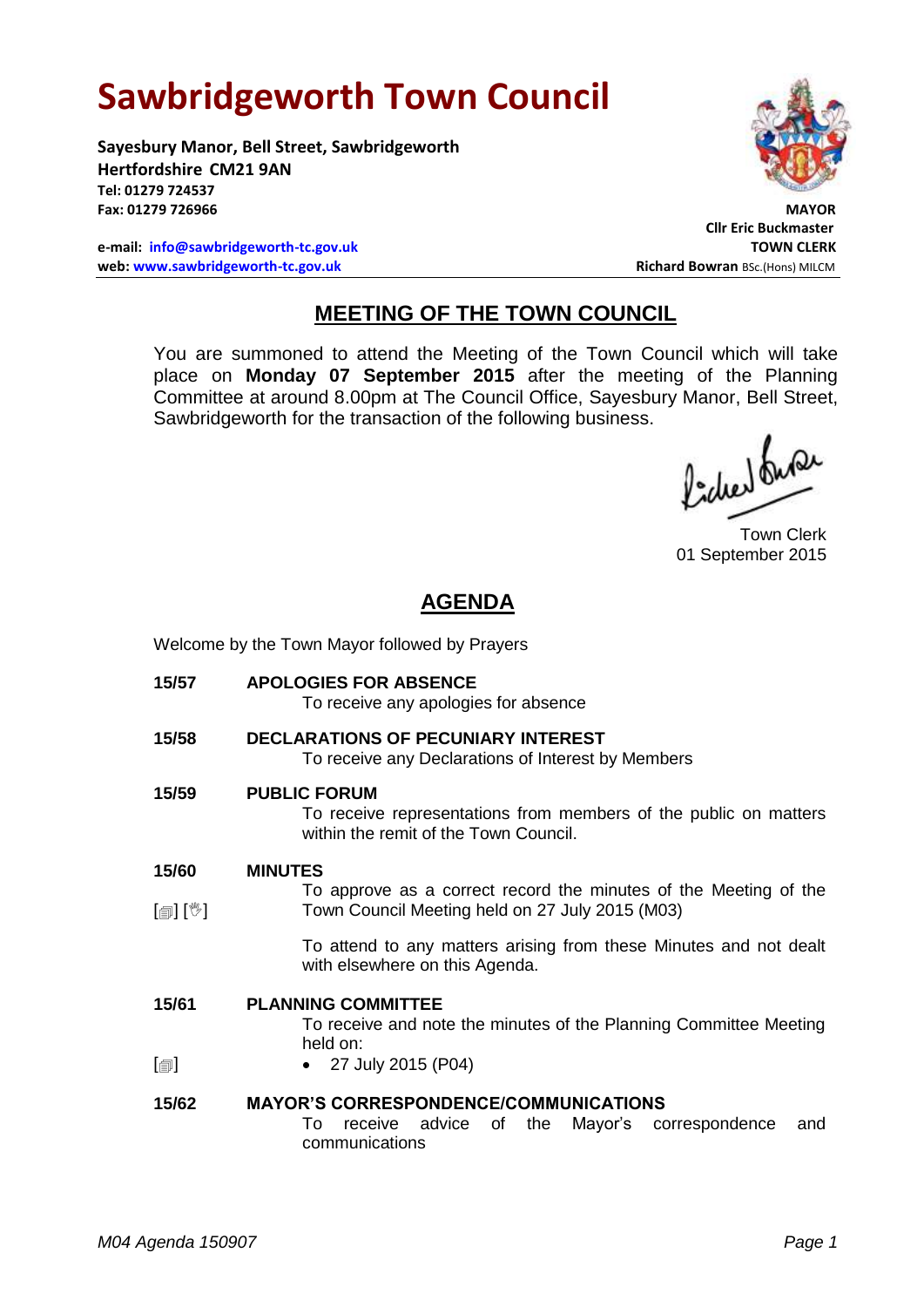# Sawbridgeworth Town Council

**Sayesbury Manor, Bell Street, Sawbridgeworth**
**Hertfordshire CM21 9AN**
**Tel: 01279 724537**
**Fax: 01279 726966**

**e-mail: info@sawbridgeworth-tc.gov.uk**
**web: www.sawbridgeworth-tc.gov.uk**

**MAYOR**
**Cllr Eric Buckmaster**
**TOWN CLERK**
**Richard Bowran** BSc.(Hons) MILCM

## MEETING OF THE TOWN COUNCIL

You are summoned to attend the Meeting of the Town Council which will take place on **Monday 07 September 2015** after the meeting of the Planning Committee at around 8.00pm at The Council Office, Sayesbury Manor, Bell Street, Sawbridgeworth for the transaction of the following business.

Town Clerk
01 September 2015

## AGENDA

Welcome by the Town Mayor followed by Prayers

**15/57 APOLOGIES FOR ABSENCE**
To receive any apologies for absence

**15/58 DECLARATIONS OF PECUNIARY INTEREST**
To receive any Declarations of Interest by Members

**15/59 PUBLIC FORUM**
To receive representations from members of the public on matters within the remit of the Town Council.

**15/60 MINUTES**
[■] [✋] To approve as a correct record the minutes of the Meeting of the Town Council Meeting held on 27 July 2015 (M03)

To attend to any matters arising from these Minutes and not dealt with elsewhere on this Agenda.

**15/61 PLANNING COMMITTEE**
To receive and note the minutes of the Planning Committee Meeting held on:

[■]
- 27 July 2015 (P04)

**15/62 MAYOR'S CORRESPONDENCE/COMMUNICATIONS**
To receive advice of the Mayor's correspondence and communications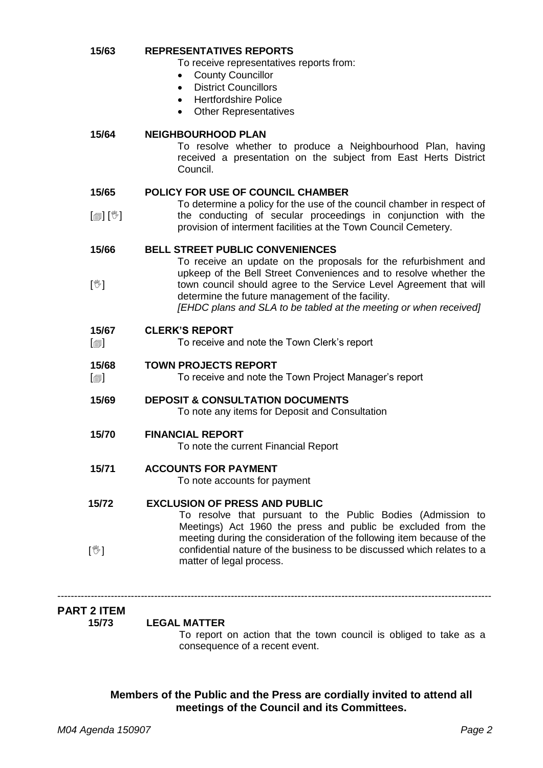**15/63 REPRESENTATIVES REPORTS**

To receive representatives reports from:

- County Councillor
- District Councillors
- Hertfordshire Police
- Other Representatives

**15/64 NEIGHBOURHOOD PLAN**

To resolve whether to produce a Neighbourhood Plan, having received a presentation on the subject from East Herts District Council.

**15/65 POLICY FOR USE OF COUNCIL CHAMBER**

[🗐] [🖑] To determine a policy for the use of the council chamber in respect of the conducting of secular proceedings in conjunction with the provision of interment facilities at the Town Council Cemetery.

**15/66 BELL STREET PUBLIC CONVENIENCES**

[🖑] To receive an update on the proposals for the refurbishment and upkeep of the Bell Street Conveniences and to resolve whether the town council should agree to the Service Level Agreement that will determine the future management of the facility.

*[EHDC plans and SLA to be tabled at the meeting or when received]*

**15/67 CLERK'S REPORT**

[🗐] To receive and note the Town Clerk's report

**15/68 TOWN PROJECTS REPORT**

[🗐] To receive and note the Town Project Manager's report

**15/69 DEPOSIT & CONSULTATION DOCUMENTS**

To note any items for Deposit and Consultation

**15/70 FINANCIAL REPORT**

To note the current Financial Report

**15/71 ACCOUNTS FOR PAYMENT**

To note accounts for payment

**15/72 EXCLUSION OF PRESS AND PUBLIC**

[🖑] To resolve that pursuant to the Public Bodies (Admission to Meetings) Act 1960 the press and public be excluded from the meeting during the consideration of the following item because of the confidential nature of the business to be discussed which relates to a matter of legal process.

---

**PART 2 ITEM**

**15/73 LEGAL MATTER**

To report on action that the town council is obliged to take as a consequence of a recent event.

**Members of the Public and the Press are cordially invited to attend all meetings of the Council and its Committees.**